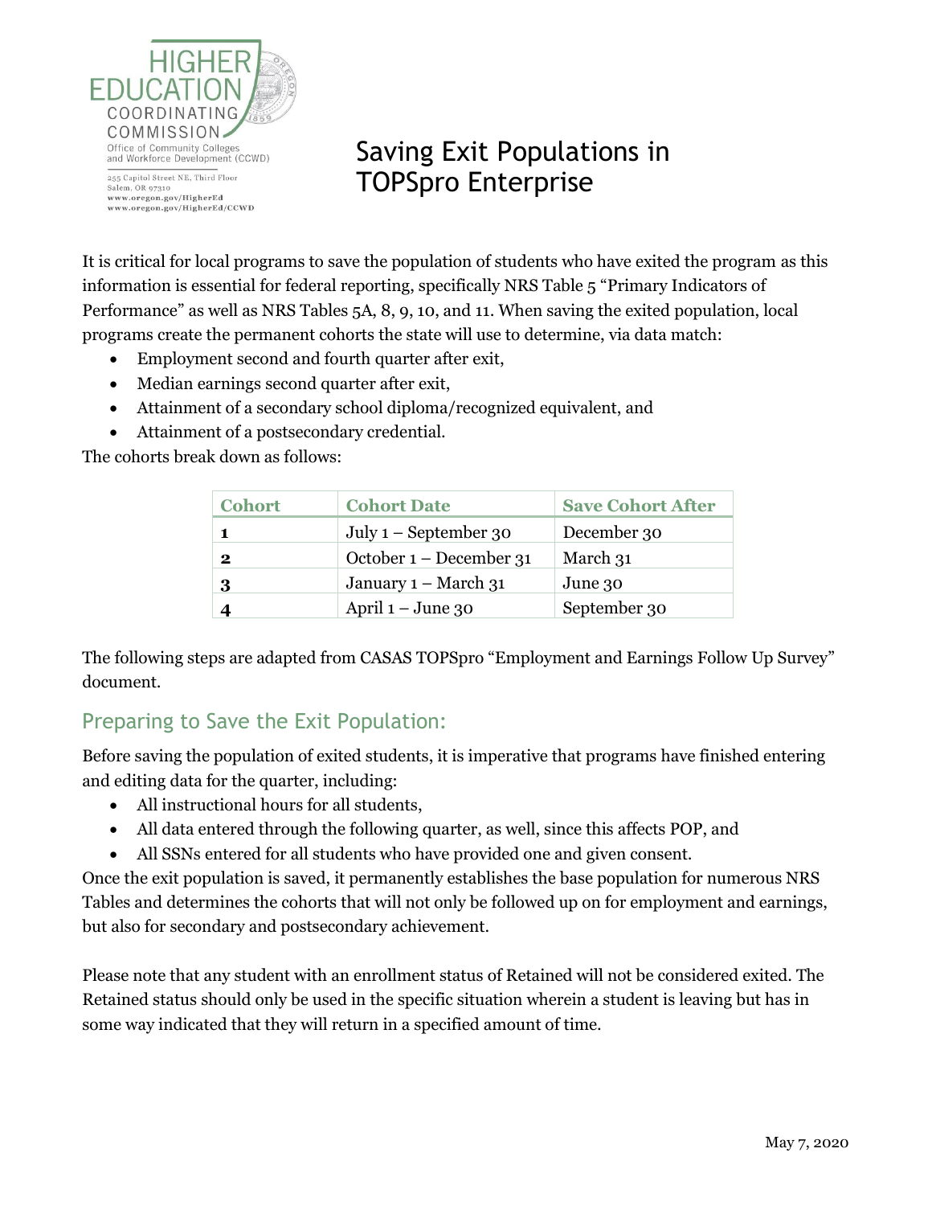HIGHER EDUCATION COORDINATING COMMISSION
Office of Community Colleges and Workforce Development (CCWD)

255 Capitol Street NE, Third Floor
Salem, OR 97310
www.oregon.gov/HigherEd
www.oregon.gov/HigherEd/CCWD

# Saving Exit Populations in TOPSpro Enterprise

It is critical for local programs to save the population of students who have exited the program as this information is essential for federal reporting, specifically NRS Table 5 "Primary Indicators of Performance" as well as NRS Tables 5A, 8, 9, 10, and 11. When saving the exited population, local programs create the permanent cohorts the state will use to determine, via data match:

- Employment second and fourth quarter after exit,
- Median earnings second quarter after exit,
- Attainment of a secondary school diploma/recognized equivalent, and
- Attainment of a postsecondary credential.

The cohorts break down as follows:

| Cohort | Cohort Date | Save Cohort After |
|---|---|---|
| **1** | July 1 – September 30 | December 30 |
| **2** | October 1 – December 31 | March 31 |
| **3** | January 1 – March 31 | June 30 |
| **4** | April 1 – June 30 | September 30 |

The following steps are adapted from CASAS TOPSpro "Employment and Earnings Follow Up Survey" document.

## Preparing to Save the Exit Population:

Before saving the population of exited students, it is imperative that programs have finished entering and editing data for the quarter, including:

- All instructional hours for all students,
- All data entered through the following quarter, as well, since this affects POP, and
- All SSNs entered for all students who have provided one and given consent.

Once the exit population is saved, it permanently establishes the base population for numerous NRS Tables and determines the cohorts that will not only be followed up on for employment and earnings, but also for secondary and postsecondary achievement.

Please note that any student with an enrollment status of Retained will not be considered exited. The Retained status should only be used in the specific situation wherein a student is leaving but has in some way indicated that they will return in a specified amount of time.

May 7, 2020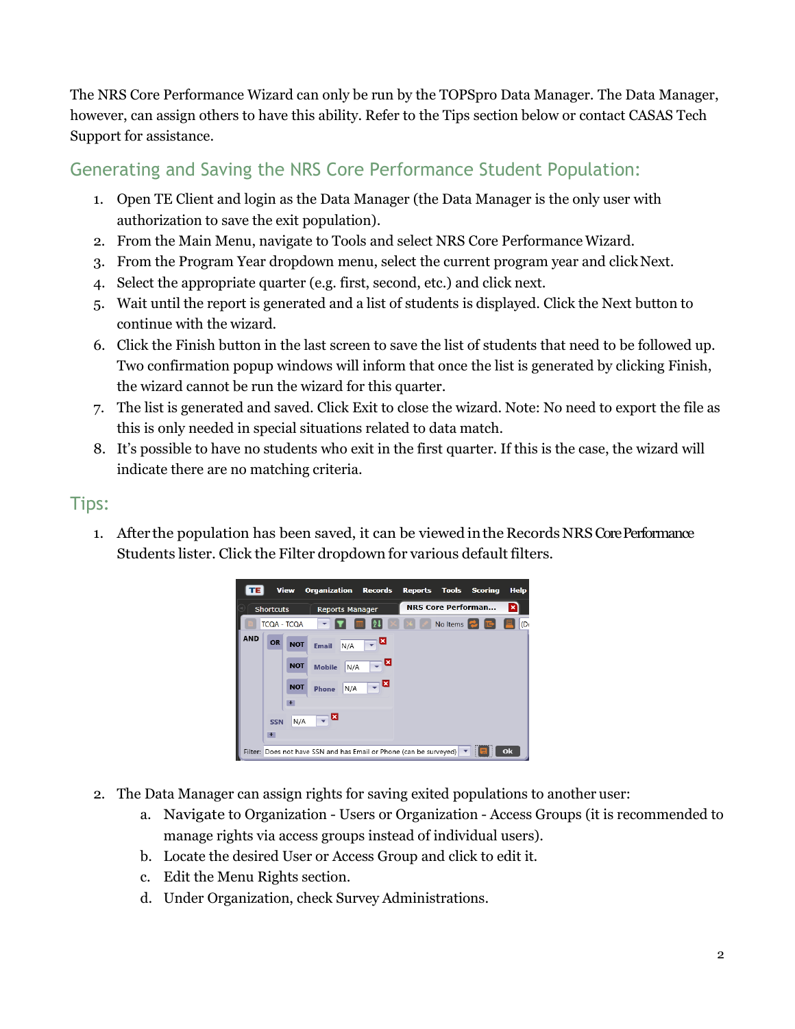The NRS Core Performance Wizard can only be run by the TOPSpro Data Manager. The Data Manager, however, can assign others to have this ability. Refer to the Tips section below or contact CASAS Tech Support for assistance.

## Generating and Saving the NRS Core Performance Student Population:

1. Open TE Client and login as the Data Manager (the Data Manager is the only user with authorization to save the exit population).
2. From the Main Menu, navigate to Tools and select NRS Core Performance Wizard.
3. From the Program Year dropdown menu, select the current program year and click Next.
4. Select the appropriate quarter (e.g. first, second, etc.) and click next.
5. Wait until the report is generated and a list of students is displayed. Click the Next button to continue with the wizard.
6. Click the Finish button in the last screen to save the list of students that need to be followed up. Two confirmation popup windows will inform that once the list is generated by clicking Finish, the wizard cannot be run the wizard for this quarter.
7. The list is generated and saved. Click Exit to close the wizard. Note: No need to export the file as this is only needed in special situations related to data match.
8. It's possible to have no students who exit in the first quarter. If this is the case, the wizard will indicate there are no matching criteria.

## Tips:

1. After the population has been saved, it can be viewed in the Records NRS Core Performance Students lister. Click the Filter dropdown for various default filters.

2. The Data Manager can assign rights for saving exited populations to another user:
   a. Navigate to Organization - Users or Organization - Access Groups (it is recommended to manage rights via access groups instead of individual users).
   b. Locate the desired User or Access Group and click to edit it.
   c. Edit the Menu Rights section.
   d. Under Organization, check Survey Administrations.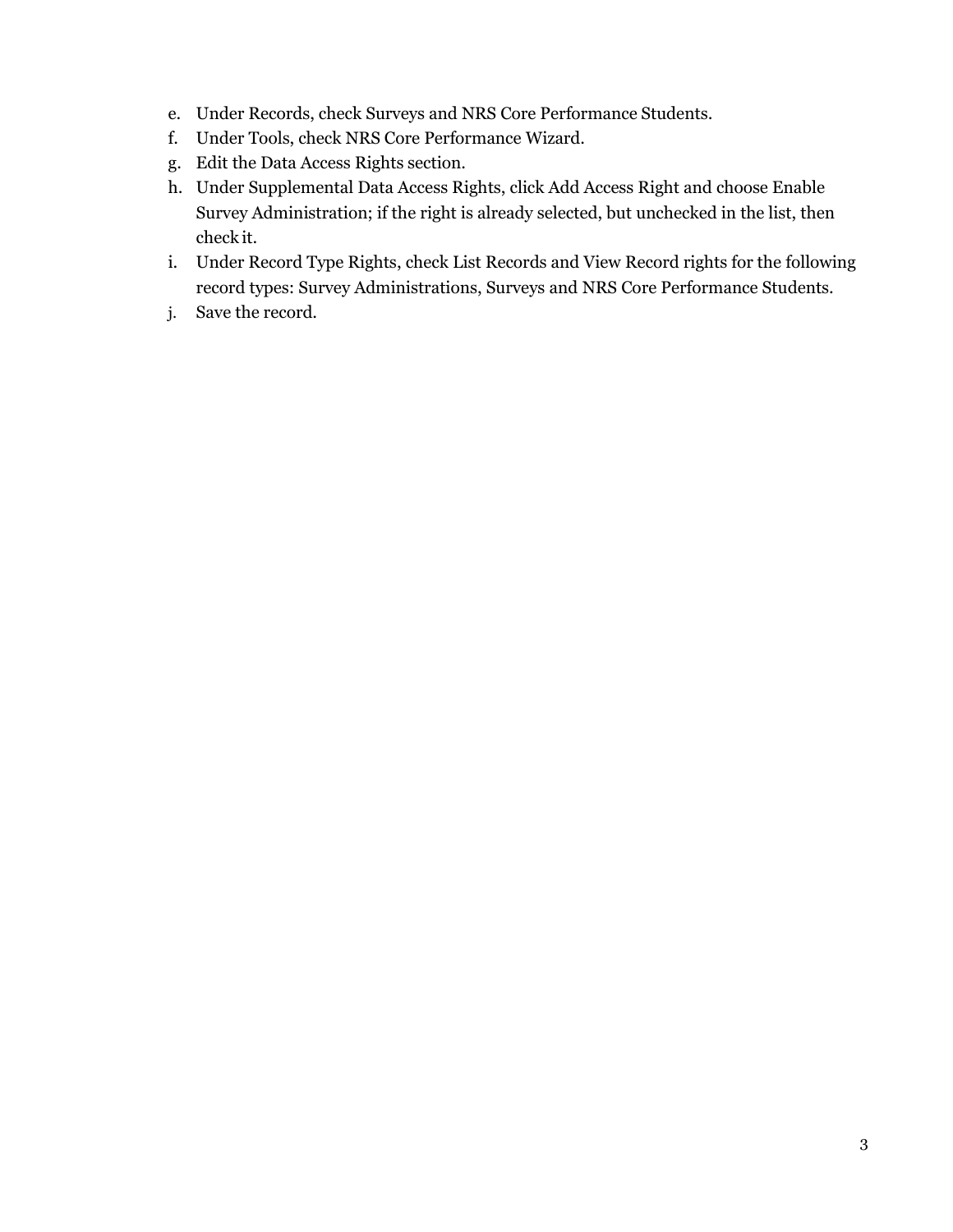e. Under Records, check Surveys and NRS Core Performance Students.
f. Under Tools, check NRS Core Performance Wizard.
g. Edit the Data Access Rights section.
h. Under Supplemental Data Access Rights, click Add Access Right and choose Enable Survey Administration; if the right is already selected, but unchecked in the list, then check it.
i. Under Record Type Rights, check List Records and View Record rights for the following record types: Survey Administrations, Surveys and NRS Core Performance Students.
j. Save the record.